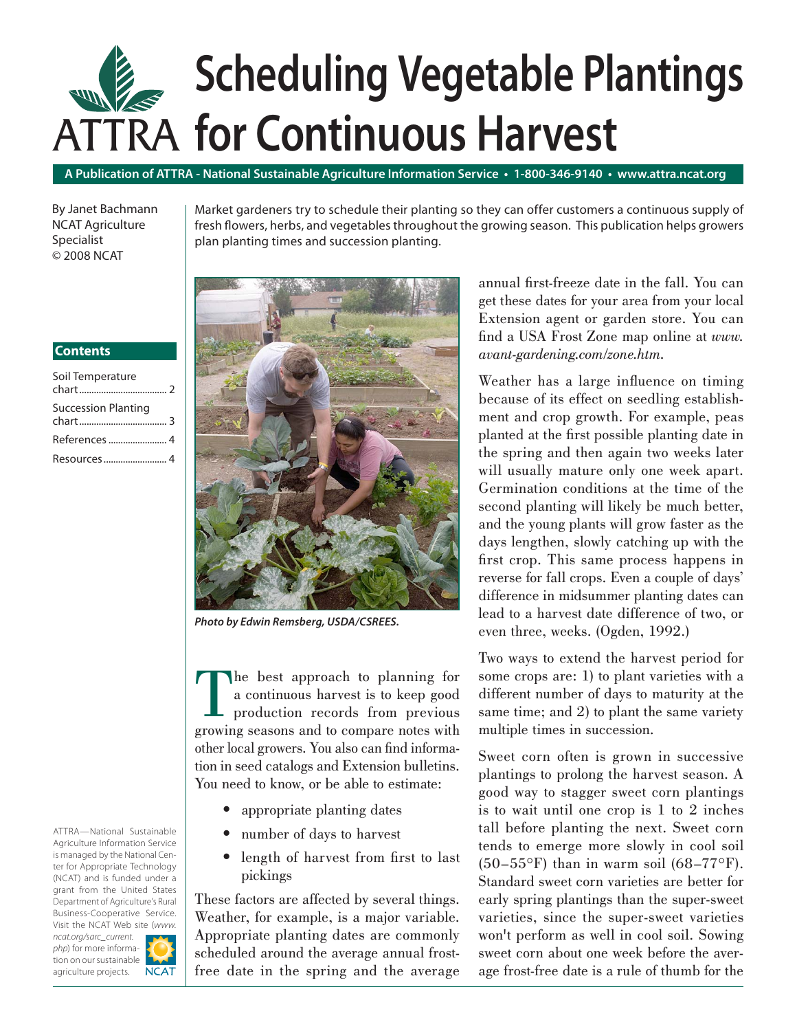# Scheduling Vegetable Plantings for Continuous Harvest

**A Publication of ATTRA - National Sustainable Agriculture Information Service • 1-800-346-9140 • www.attra.ncat.org**

By Janet Bachmann
NCAT Agriculture Specialist
© 2008 NCAT

Market gardeners try to schedule their planting so they can offer customers a continuous supply of fresh flowers, herbs, and vegetables throughout the growing season. This publication helps growers plan planting times and succession planting.

**Contents**

Soil Temperature chart .......... 2
Succession Planting chart .......... 3
References .......... 4
Resources .......... 4

*Photo by Edwin Remsberg, USDA/CSREES.*

The best approach to planning for a continuous harvest is to keep good production records from previous growing seasons and to compare notes with other local growers. You also can find information in seed catalogs and Extension bulletins. You need to know, or be able to estimate:

- appropriate planting dates
- number of days to harvest
- length of harvest from first to last pickings

These factors are affected by several things. Weather, for example, is a major variable. Appropriate planting dates are commonly scheduled around the average annual frost-free date in the spring and the average annual first-freeze date in the fall. You can get these dates for your area from your local Extension agent or garden store. You can find a USA Frost Zone map online at *www.avant-gardening.com/zone.htm*.

Weather has a large influence on timing because of its effect on seedling establishment and crop growth. For example, peas planted at the first possible planting date in the spring and then again two weeks later will usually mature only one week apart. Germination conditions at the time of the second planting will likely be much better, and the young plants will grow faster as the days lengthen, slowly catching up with the first crop. This same process happens in reverse for fall crops. Even a couple of days' difference in midsummer planting dates can lead to a harvest date difference of two, or even three, weeks. (Ogden, 1992.)

Two ways to extend the harvest period for some crops are: 1) to plant varieties with a different number of days to maturity at the same time; and 2) to plant the same variety multiple times in succession.

Sweet corn often is grown in successive plantings to prolong the harvest season. A good way to stagger sweet corn plantings is to wait until one crop is 1 to 2 inches tall before planting the next. Sweet corn tends to emerge more slowly in cool soil (50–55°F) than in warm soil (68–77°F). Standard sweet corn varieties are better for early spring plantings than the super-sweet varieties, since the super-sweet varieties won't perform as well in cool soil. Sowing sweet corn about one week before the average frost-free date is a rule of thumb for the

ATTRA—National Sustainable Agriculture Information Service is managed by the National Center for Appropriate Technology (NCAT) and is funded under a grant from the United States Department of Agriculture's Rural Business-Cooperative Service. Visit the NCAT Web site (*www.ncat.org/sarc_current.php*) for more information on our sustainable agriculture projects.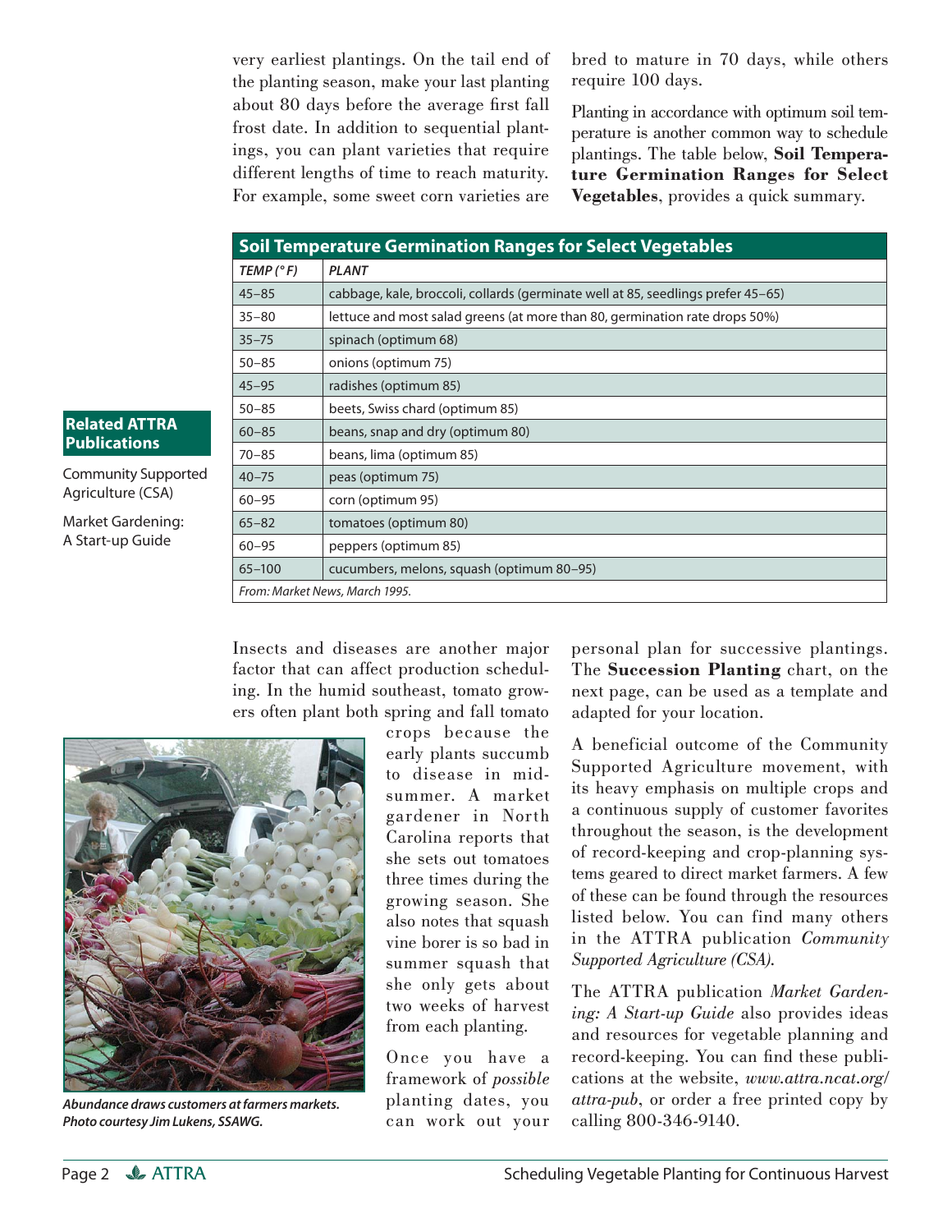very earliest plantings. On the tail end of the planting season, make your last planting about 80 days before the average first fall frost date. In addition to sequential plantings, you can plant varieties that require different lengths of time to reach maturity. For example, some sweet corn varieties are bred to mature in 70 days, while others require 100 days.

Planting in accordance with optimum soil temperature is another common way to schedule plantings. The table below, **Soil Temperature Germination Ranges for Select Vegetables**, provides a quick summary.

**Soil Temperature Germination Ranges for Select Vegetables**

| *TEMP (°F)* | *PLANT* |
|---|---|
| 45–85 | cabbage, kale, broccoli, collards (germinate well at 85, seedlings prefer 45–65) |
| 35–80 | lettuce and most salad greens (at more than 80, germination rate drops 50%) |
| 35–75 | spinach (optimum 68) |
| 50–85 | onions (optimum 75) |
| 45–95 | radishes (optimum 85) |
| 50–85 | beets, Swiss chard (optimum 85) |
| 60–85 | beans, snap and dry (optimum 80) |
| 70–85 | beans, lima (optimum 85) |
| 40–75 | peas (optimum 75) |
| 60–95 | corn (optimum 95) |
| 65–82 | tomatoes (optimum 80) |
| 60–95 | peppers (optimum 85) |
| 65–100 | cucumbers, melons, squash (optimum 80–95) |

*From: Market News, March 1995.*

**Related ATTRA Publications**

Community Supported Agriculture (CSA)

Market Gardening: A Start-up Guide

Insects and diseases are another major factor that can affect production scheduling. In the humid southeast, tomato growers often plant both spring and fall tomato crops because the early plants succumb to disease in midsummer. A market gardener in North Carolina reports that she sets out tomatoes three times during the growing season. She also notes that squash vine borer is so bad in summer squash that she only gets about two weeks of harvest from each planting.

***Abundance draws customers at farmers markets. Photo courtesy Jim Lukens, SSAWG.***

Once you have a framework of *possible* planting dates, you can work out your personal plan for successive plantings. The **Succession Planting** chart, on the next page, can be used as a template and adapted for your location.

A beneficial outcome of the Community Supported Agriculture movement, with its heavy emphasis on multiple crops and a continuous supply of customer favorites throughout the season, is the development of record-keeping and crop-planning systems geared to direct market farmers. A few of these can be found through the resources listed below. You can find many others in the ATTRA publication *Community Supported Agriculture (CSA)*.

The ATTRA publication *Market Gardening: A Start-up Guide* also provides ideas and resources for vegetable planning and record-keeping. You can find these publications at the website, *www.attra.ncat.org/attra-pub*, or order a free printed copy by calling 800-346-9140.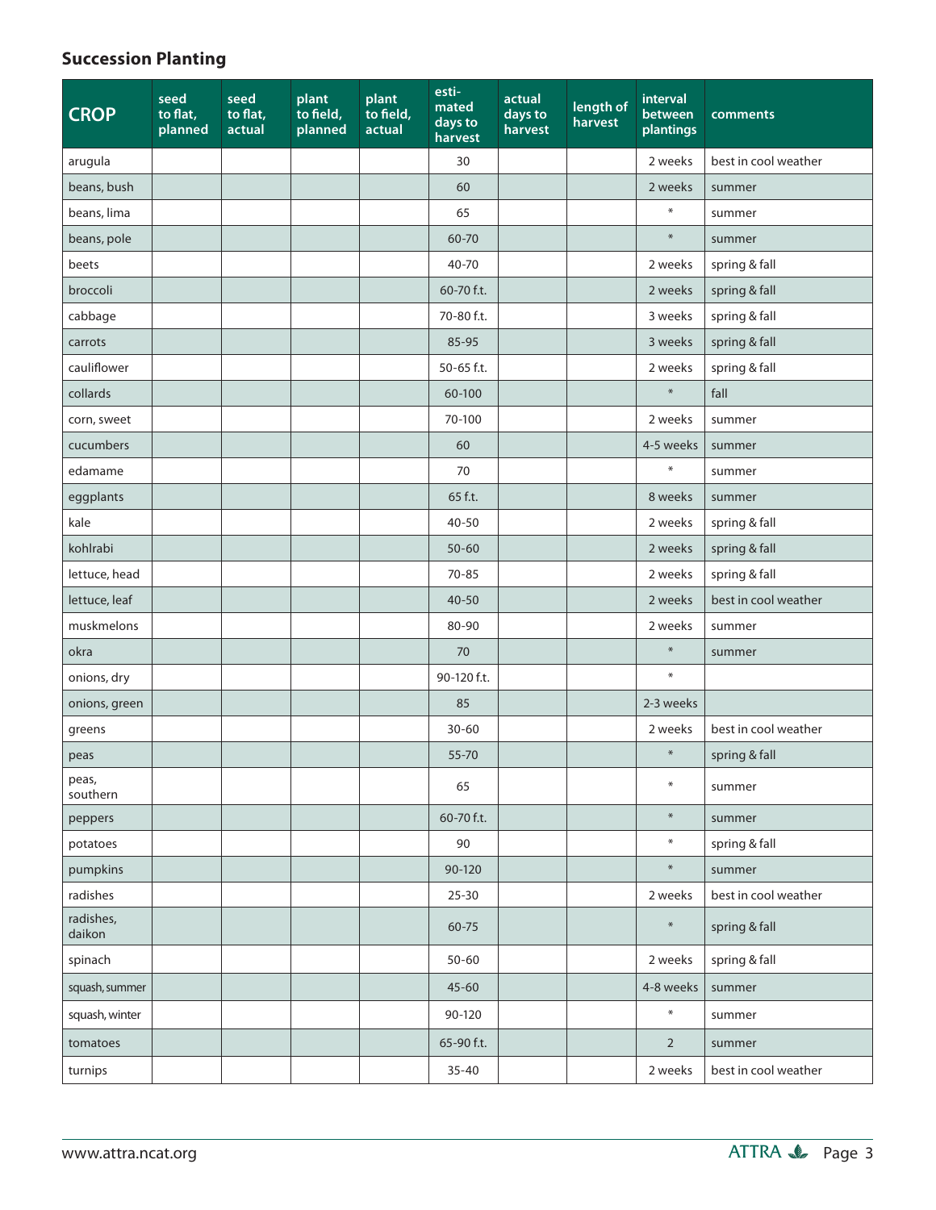## Succession Planting

| CROP | seed to flat, planned | seed to flat, actual | plant to field, planned | plant to field, actual | estimated days to harvest | actual days to harvest | length of harvest | interval between plantings | comments |
|---|---|---|---|---|---|---|---|---|---|
| arugula | | | | | 30 | | | 2 weeks | best in cool weather |
| beans, bush | | | | | 60 | | | 2 weeks | summer |
| beans, lima | | | | | 65 | | | * | summer |
| beans, pole | | | | | 60-70 | | | * | summer |
| beets | | | | | 40-70 | | | 2 weeks | spring & fall |
| broccoli | | | | | 60-70 f.t. | | | 2 weeks | spring & fall |
| cabbage | | | | | 70-80 f.t. | | | 3 weeks | spring & fall |
| carrots | | | | | 85-95 | | | 3 weeks | spring & fall |
| cauliflower | | | | | 50-65 f.t. | | | 2 weeks | spring & fall |
| collards | | | | | 60-100 | | | * | fall |
| corn, sweet | | | | | 70-100 | | | 2 weeks | summer |
| cucumbers | | | | | 60 | | | 4-5 weeks | summer |
| edamame | | | | | 70 | | | * | summer |
| eggplants | | | | | 65 f.t. | | | 8 weeks | summer |
| kale | | | | | 40-50 | | | 2 weeks | spring & fall |
| kohlrabi | | | | | 50-60 | | | 2 weeks | spring & fall |
| lettuce, head | | | | | 70-85 | | | 2 weeks | spring & fall |
| lettuce, leaf | | | | | 40-50 | | | 2 weeks | best in cool weather |
| muskmelons | | | | | 80-90 | | | 2 weeks | summer |
| okra | | | | | 70 | | | * | summer |
| onions, dry | | | | | 90-120 f.t. | | | * | |
| onions, green | | | | | 85 | | | 2-3 weeks | |
| greens | | | | | 30-60 | | | 2 weeks | best in cool weather |
| peas | | | | | 55-70 | | | * | spring & fall |
| peas, southern | | | | | 65 | | | * | summer |
| peppers | | | | | 60-70 f.t. | | | * | summer |
| potatoes | | | | | 90 | | | * | spring & fall |
| pumpkins | | | | | 90-120 | | | * | summer |
| radishes | | | | | 25-30 | | | 2 weeks | best in cool weather |
| radishes, daikon | | | | | 60-75 | | | * | spring & fall |
| spinach | | | | | 50-60 | | | 2 weeks | spring & fall |
| squash, summer | | | | | 45-60 | | | 4-8 weeks | summer |
| squash, winter | | | | | 90-120 | | | * | summer |
| tomatoes | | | | | 65-90 f.t. | | | 2 | summer |
| turnips | | | | | 35-40 | | | 2 weeks | best in cool weather |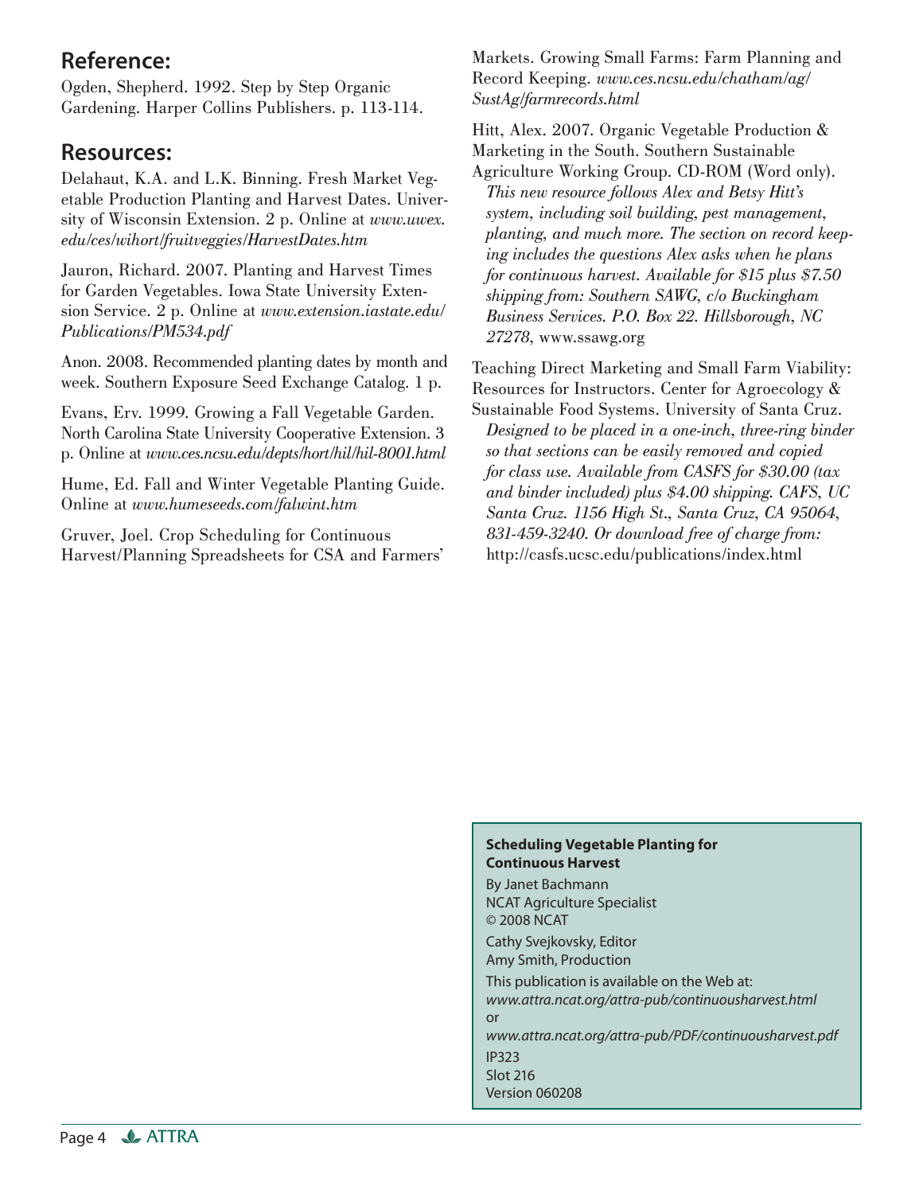## Reference:

Ogden, Shepherd. 1992. Step by Step Organic Gardening. Harper Collins Publishers. p. 113-114.

## Resources:

Delahaut, K.A. and L.K. Binning. Fresh Market Vegetable Production Planting and Harvest Dates. University of Wisconsin Extension. 2 p. Online at *www.uwex.edu/ces/wihort/fruitveggies/HarvestDates.htm*

Jauron, Richard. 2007. Planting and Harvest Times for Garden Vegetables. Iowa State University Extension Service. 2 p. Online at *www.extension.iastate.edu/Publications/PM534.pdf*

Anon. 2008. Recommended planting dates by month and week. Southern Exposure Seed Exchange Catalog. 1 p.

Evans, Erv. 1999. Growing a Fall Vegetable Garden. North Carolina State University Cooperative Extension. 3 p. Online at *www.ces.ncsu.edu/depts/hort/hil/hil-8001.html*

Hume, Ed. Fall and Winter Vegetable Planting Guide. Online at *www.humeseeds.com/falwint.htm*

Gruver, Joel. Crop Scheduling for Continuous Harvest/Planning Spreadsheets for CSA and Farmers' Markets. Growing Small Farms: Farm Planning and Record Keeping. *www.ces.ncsu.edu/chatham/ag/SustAg/farmrecords.html*

Hitt, Alex. 2007. Organic Vegetable Production & Marketing in the South. Southern Sustainable Agriculture Working Group. CD-ROM (Word only).
*This new resource follows Alex and Betsy Hitt's system, including soil building, pest management, planting, and much more. The section on record keeping includes the questions Alex asks when he plans for continuous harvest. Available for $15 plus $7.50 shipping from: Southern SAWG, c/o Buckingham Business Services. P.O. Box 22. Hillsborough, NC 27278,* www.ssawg.org

Teaching Direct Marketing and Small Farm Viability: Resources for Instructors. Center for Agroecology & Sustainable Food Systems. University of Santa Cruz.
*Designed to be placed in a one-inch, three-ring binder so that sections can be easily removed and copied for class use. Available from CASFS for $30.00 (tax and binder included) plus $4.00 shipping. CAFS, UC Santa Cruz. 1156 High St., Santa Cruz, CA 95064, 831-459-3240. Or download free of charge from:* http://casfs.ucsc.edu/publications/index.html

**Scheduling Vegetable Planting for Continuous Harvest**

By Janet Bachmann
NCAT Agriculture Specialist
© 2008 NCAT

Cathy Svejkovsky, Editor
Amy Smith, Production

This publication is available on the Web at:
*www.attra.ncat.org/attra-pub/continuousharvest.html*
or
*www.attra.ncat.org/attra-pub/PDF/continuousharvest.pdf*

IP323
Slot 216
Version 060208